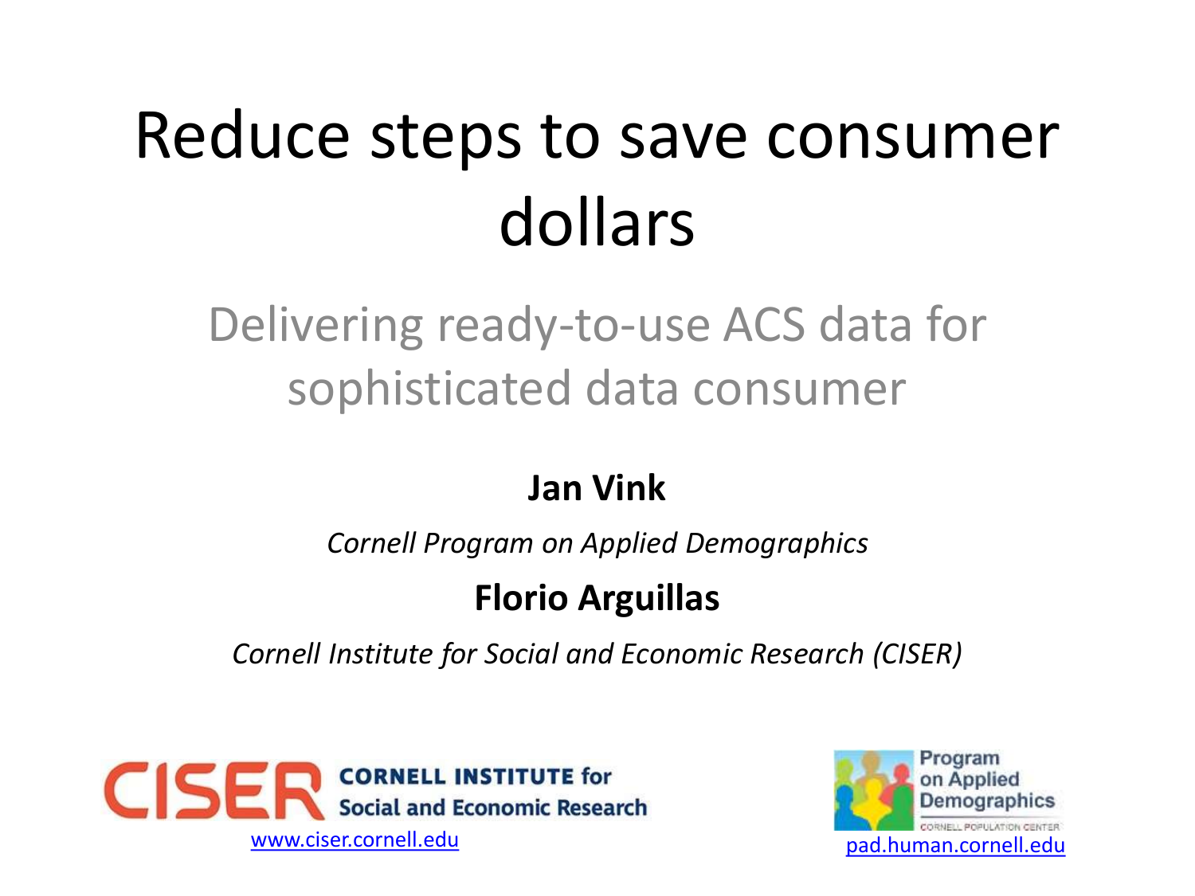# Reduce steps to save consumer dollars

## Delivering ready-to-use ACS data for sophisticated data consumer

**Jan Vink**

*Cornell Program on Applied Demographics*

**Florio Arguillas**

*Cornell Institute for Social and Economic Research (CISER)*

CISER CORNELL INSTITUTE for Social and Economic Research
www.ciser.cornell.edu

Program on Applied Demographics
CORNELL POPULATION CENTER
pad.human.cornell.edu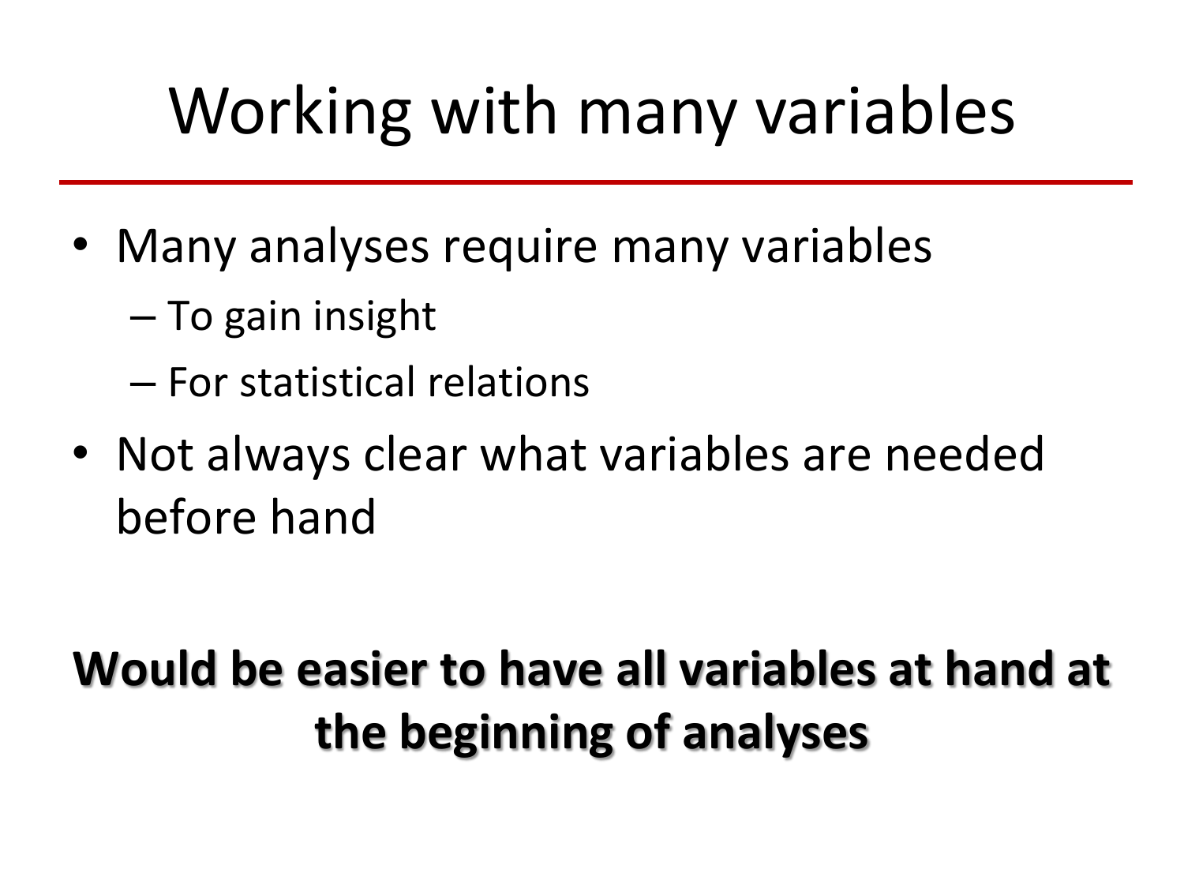# Working with many variables

- Many analyses require many variables
  - To gain insight
  - For statistical relations
- Not always clear what variables are needed before hand

**Would be easier to have all variables at hand at the beginning of analyses**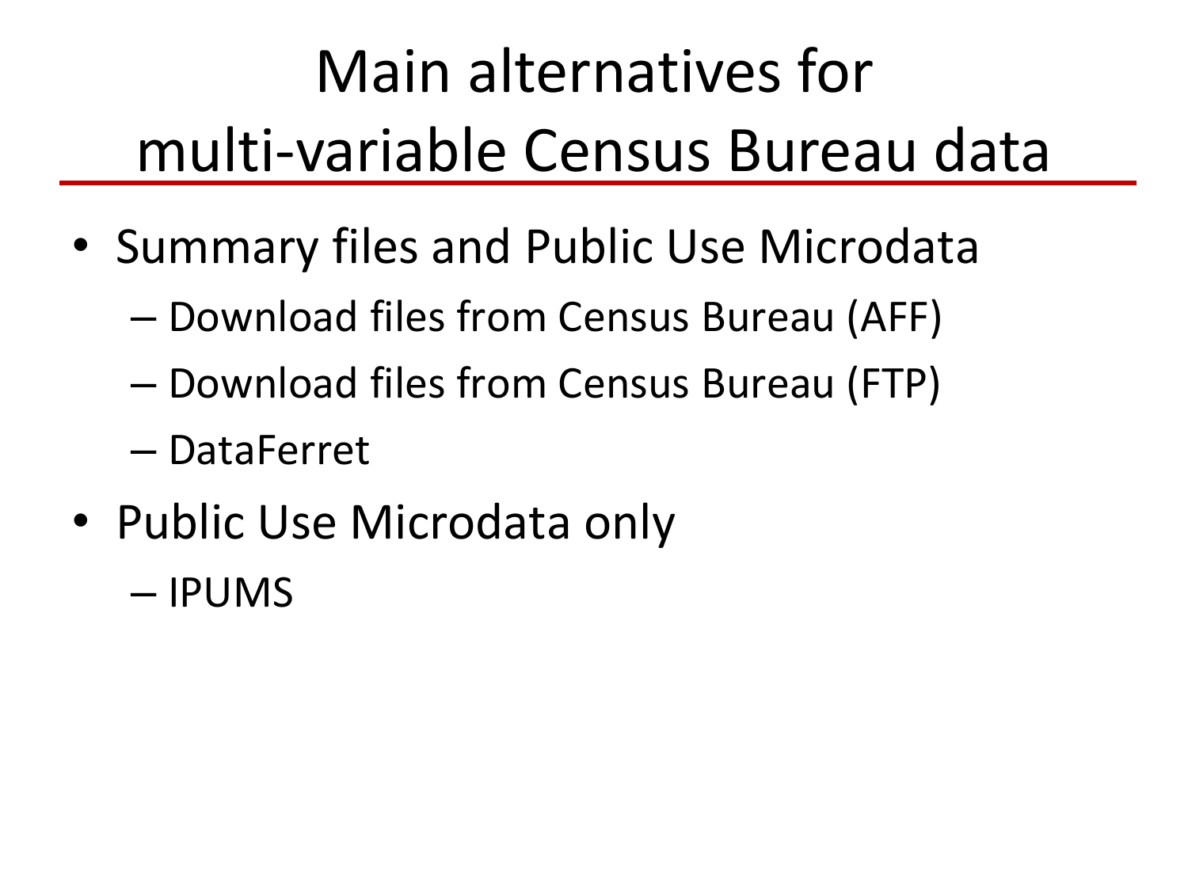# Main alternatives for multi-variable Census Bureau data

- Summary files and Public Use Microdata
  - Download files from Census Bureau (AFF)
  - Download files from Census Bureau (FTP)
  - DataFerret
- Public Use Microdata only
  - IPUMS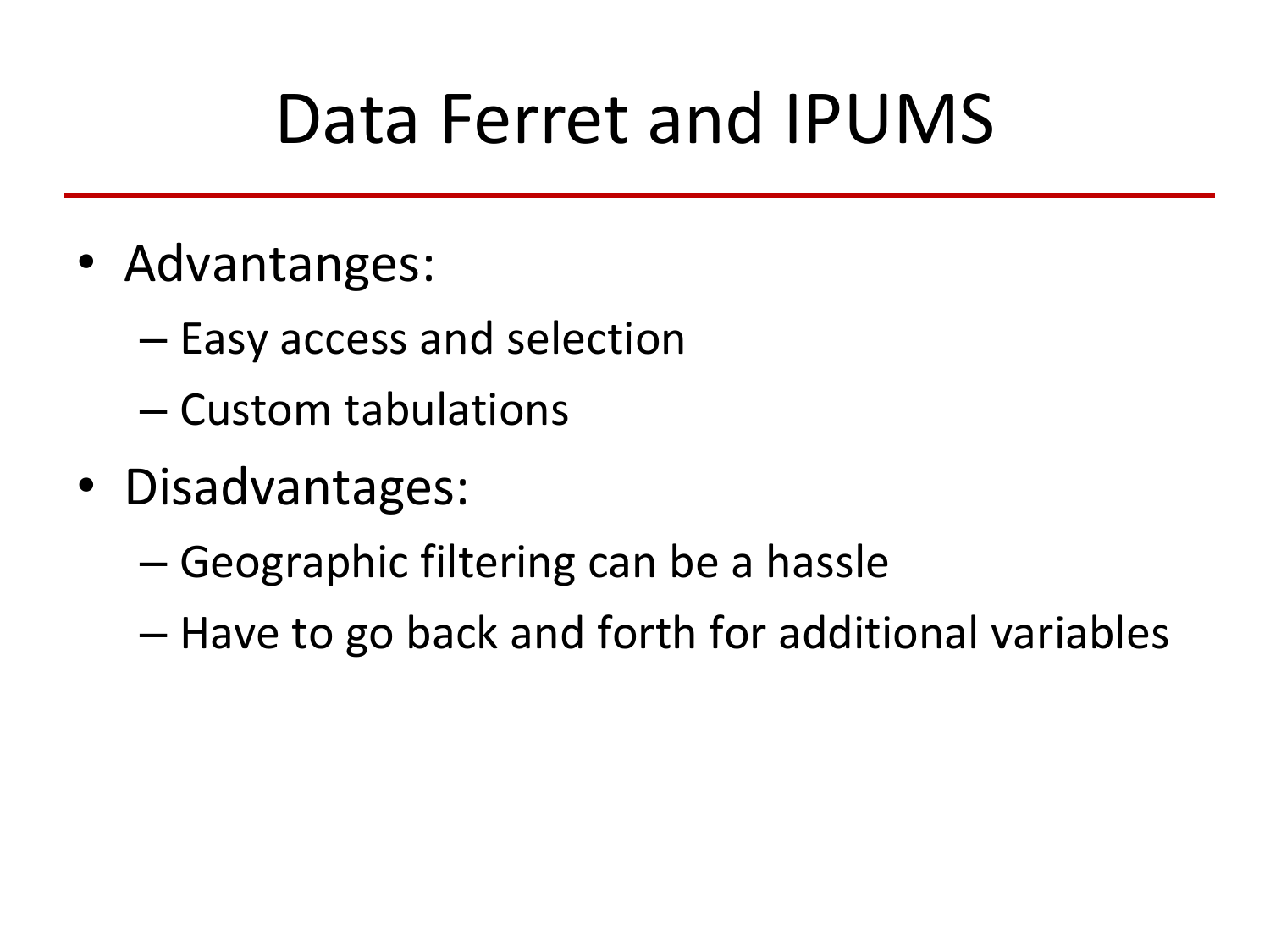# Data Ferret and IPUMS

- Advantanges:
  - Easy access and selection
  - Custom tabulations
- Disadvantages:
  - Geographic filtering can be a hassle
  - Have to go back and forth for additional variables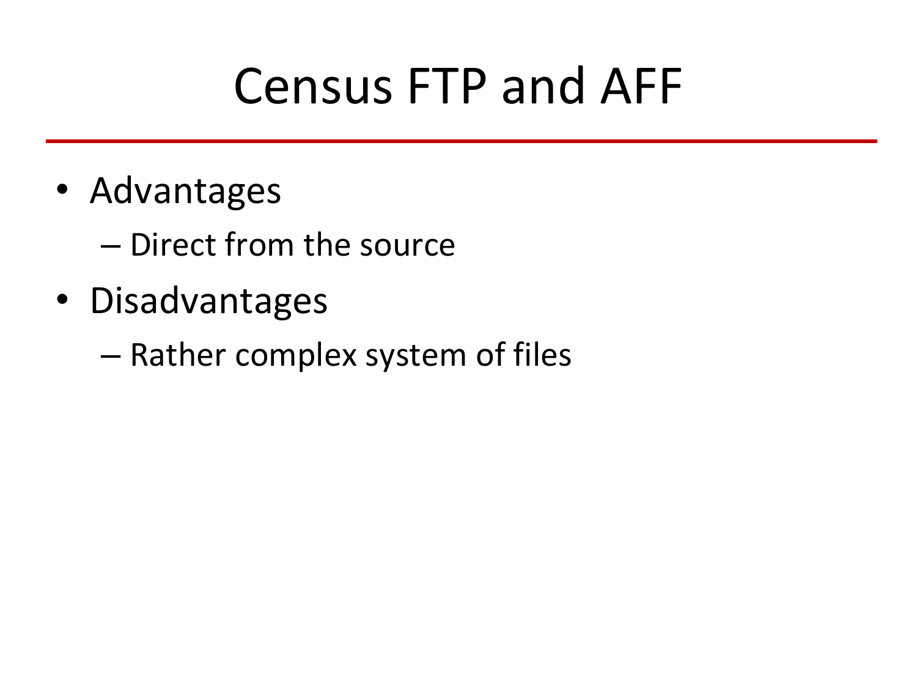# Census FTP and AFF

- Advantages
  - Direct from the source
- Disadvantages
  - Rather complex system of files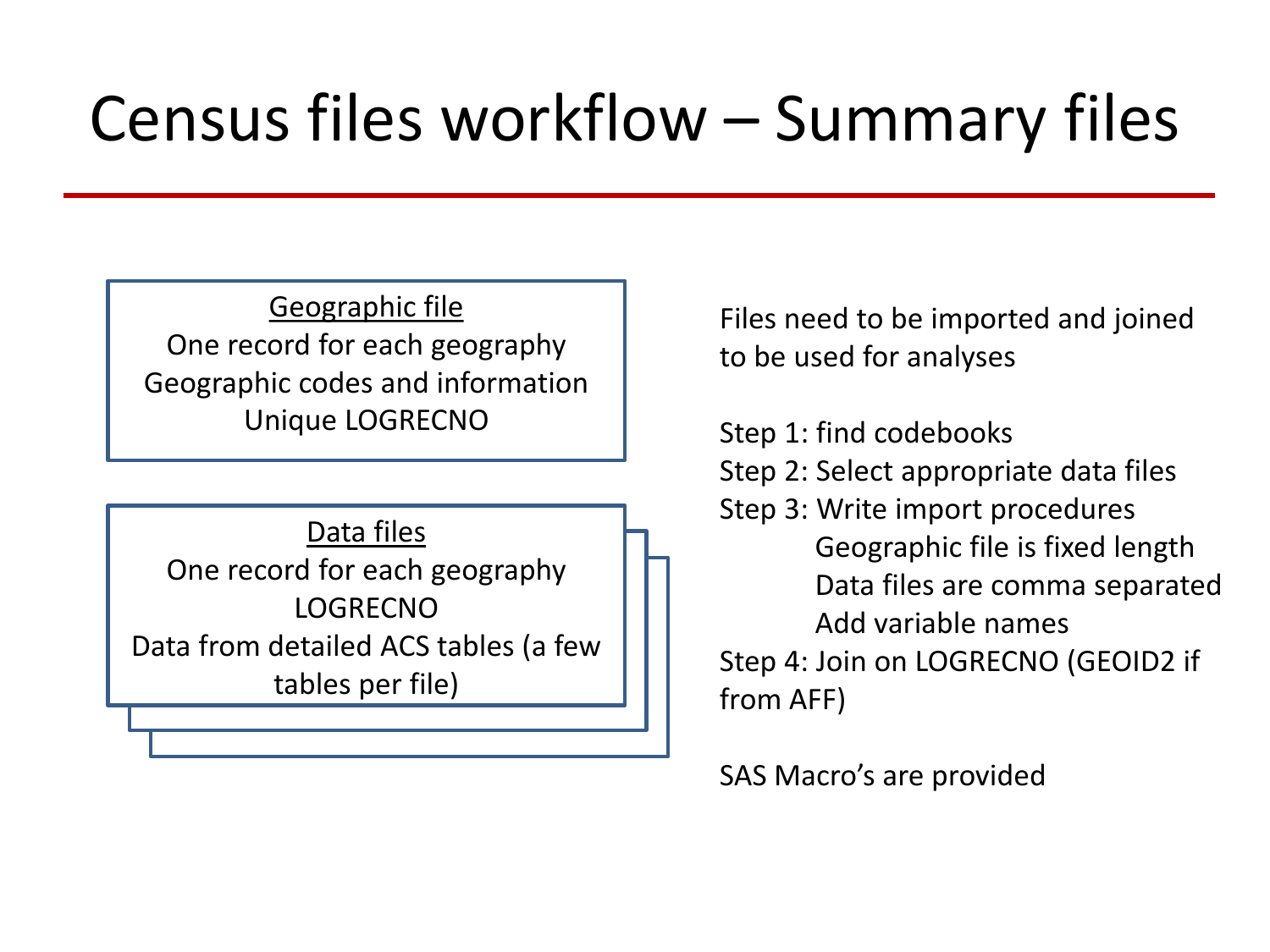# Census files workflow – Summary files

**Geographic file**

One record for each geography
Geographic codes and information
Unique LOGRECNO

**Data files**

One record for each geography
LOGRECNO
Data from detailed ACS tables (a few tables per file)

Files need to be imported and joined to be used for analyses

Step 1: find codebooks
Step 2: Select appropriate data files
Step 3: Write import procedures
- Geographic file is fixed length
- Data files are comma separated
- Add variable names

Step 4: Join on LOGRECNO (GEOID2 if from AFF)

SAS Macro's are provided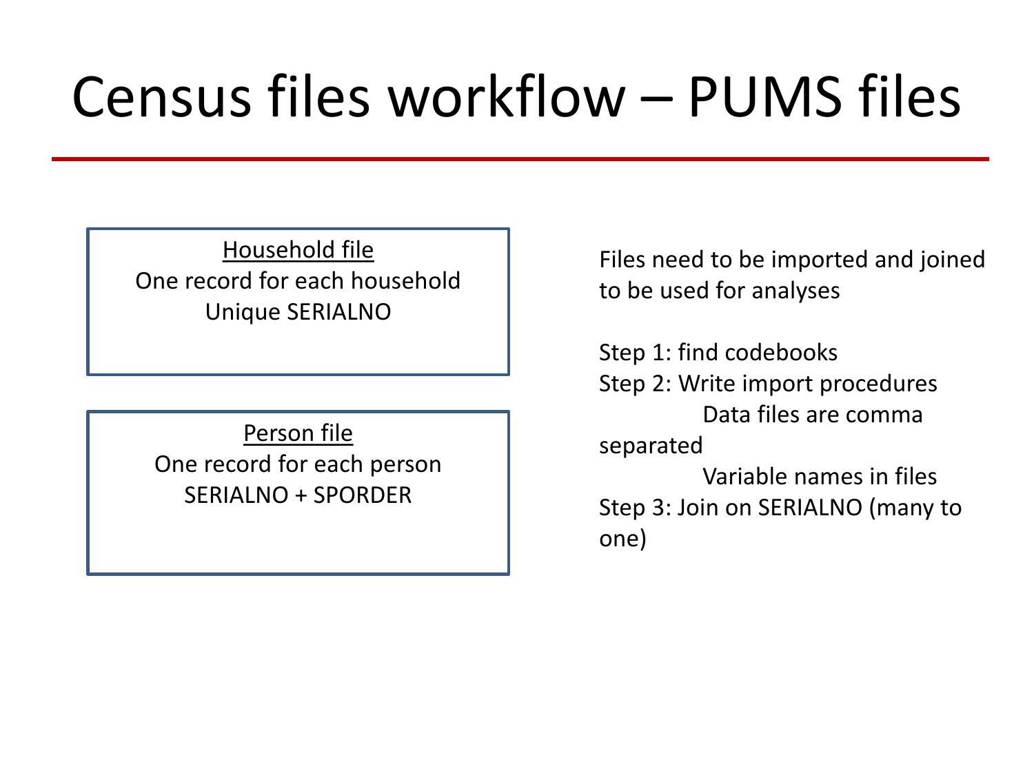# Census files workflow – PUMS files

**Household file**
One record for each household
Unique SERIALNO

**Person file**
One record for each person
SERIALNO + SPORDER

Files need to be imported and joined to be used for analyses

Step 1: find codebooks
Step 2: Write import procedures
- Data files are comma separated
- Variable names in files

Step 3: Join on SERIALNO (many to one)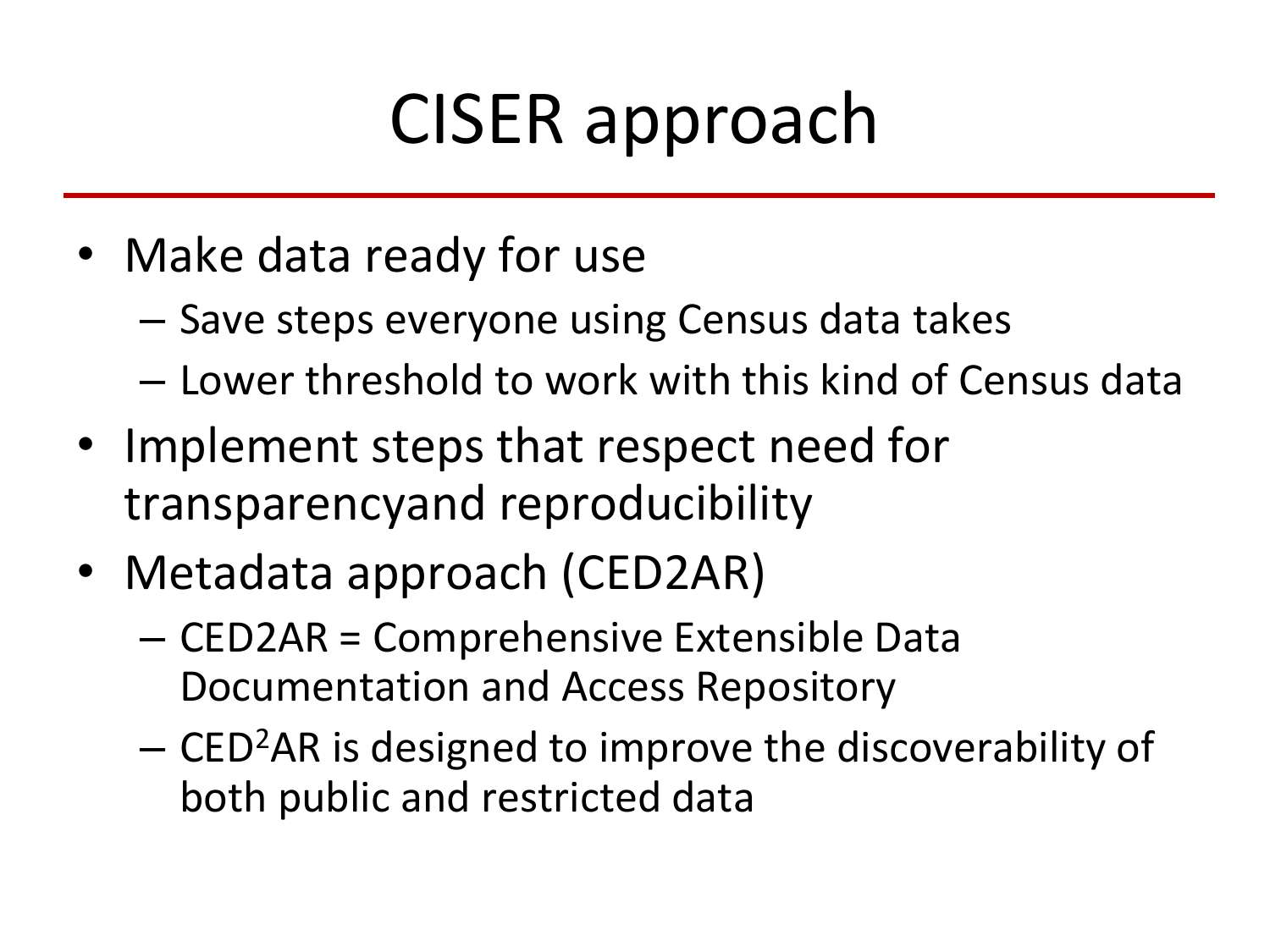# CISER approach

- Make data ready for use
  - Save steps everyone using Census data takes
  - Lower threshold to work with this kind of Census data
- Implement steps that respect need for transparencyand reproducibility
- Metadata approach (CED2AR)
  - CED2AR = Comprehensive Extensible Data Documentation and Access Repository
  - $CED^2AR$ is designed to improve the discoverability of both public and restricted data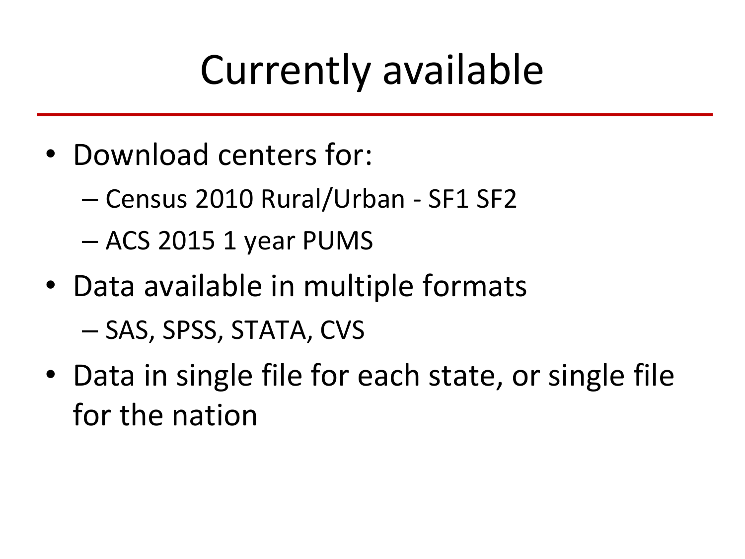# Currently available

- Download centers for:
  - Census 2010 Rural/Urban - SF1 SF2
  - ACS 2015 1 year PUMS
- Data available in multiple formats
  - SAS, SPSS, STATA, CVS
- Data in single file for each state, or single file for the nation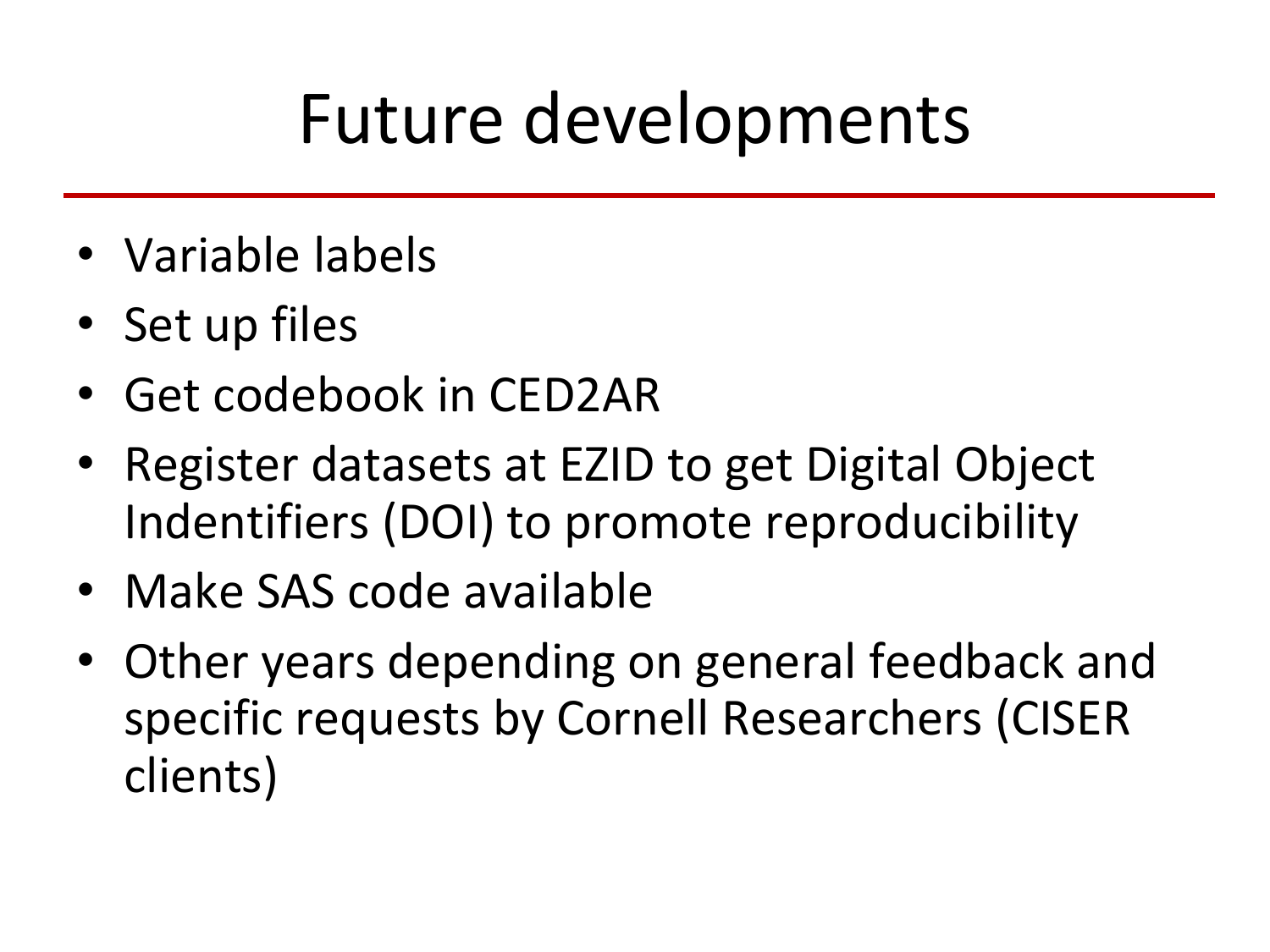# Future developments

- Variable labels
- Set up files
- Get codebook in CED2AR
- Register datasets at EZID to get Digital Object Indentifiers (DOI) to promote reproducibility
- Make SAS code available
- Other years depending on general feedback and specific requests by Cornell Researchers (CISER clients)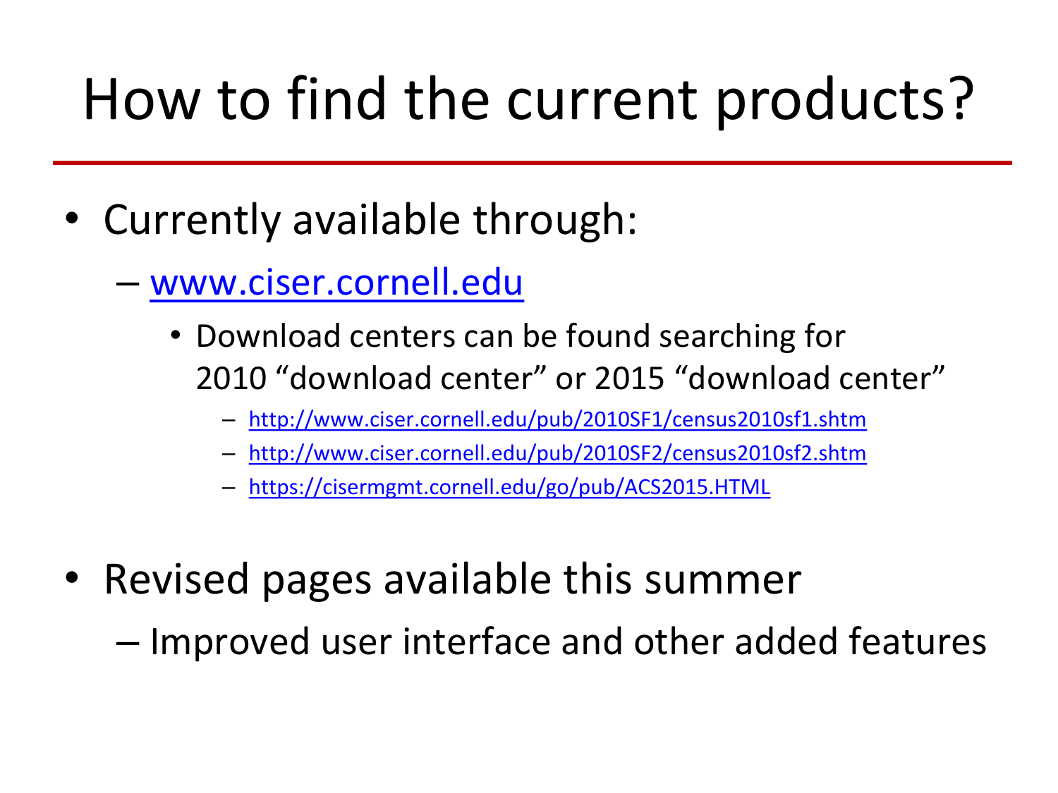# How to find the current products?

- Currently available through:
  - [www.ciser.cornell.edu](http://www.ciser.cornell.edu)
    - Download centers can be found searching for 2010 “download center” or 2015 “download center”
      - [http://www.ciser.cornell.edu/pub/2010SF1/census2010sf1.shtm](http://www.ciser.cornell.edu/pub/2010SF1/census2010sf1.shtm)
      - [http://www.ciser.cornell.edu/pub/2010SF2/census2010sf2.shtm](http://www.ciser.cornell.edu/pub/2010SF2/census2010sf2.shtm)
      - [https://cisermgmt.cornell.edu/go/pub/ACS2015.HTML](https://cisermgmt.cornell.edu/go/pub/ACS2015.HTML)

- Revised pages available this summer
  - Improved user interface and other added features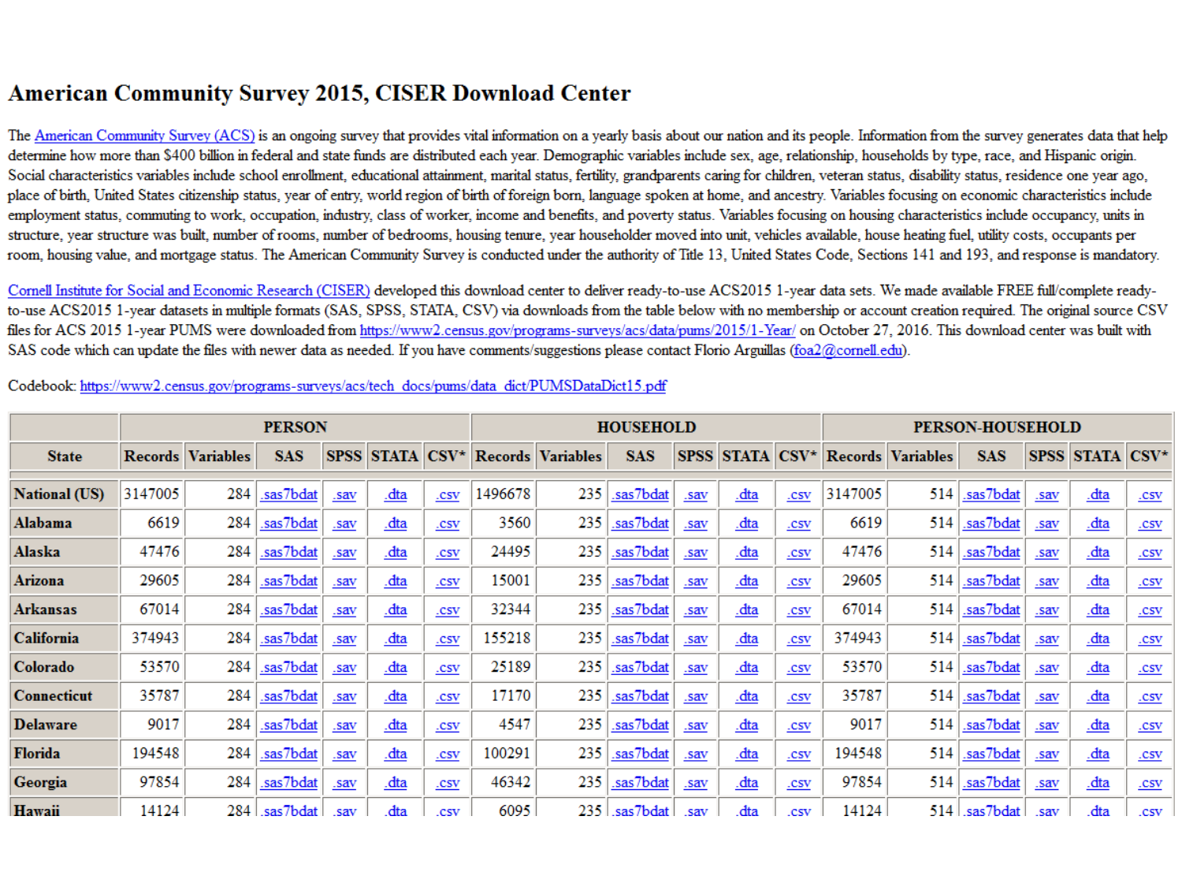# American Community Survey 2015, CISER Download Center

The American Community Survey (ACS) is an ongoing survey that provides vital information on a yearly basis about our nation and its people. Information from the survey generates data that help determine how more than $400 billion in federal and state funds are distributed each year. Demographic variables include sex, age, relationship, households by type, race, and Hispanic origin. Social characteristics variables include school enrollment, educational attainment, marital status, fertility, grandparents caring for children, veteran status, disability status, residence one year ago, place of birth, United States citizenship status, year of entry, world region of birth of foreign born, language spoken at home, and ancestry. Variables focusing on economic characteristics include employment status, commuting to work, occupation, industry, class of worker, income and benefits, and poverty status. Variables focusing on housing characteristics include occupancy, units in structure, year structure was built, number of rooms, number of bedrooms, housing tenure, year householder moved into unit, vehicles available, house heating fuel, utility costs, occupants per room, housing value, and mortgage status. The American Community Survey is conducted under the authority of Title 13, United States Code, Sections 141 and 193, and response is mandatory.

Cornell Institute for Social and Economic Research (CISER) developed this download center to deliver ready-to-use ACS2015 1-year data sets. We made available FREE full/complete ready-to-use ACS2015 1-year datasets in multiple formats (SAS, SPSS, STATA, CSV) via downloads from the table below with no membership or account creation required. The original source CSV files for ACS 2015 1-year PUMS were downloaded from https://www2.census.gov/programs-surveys/acs/data/pums/2015/1-Year/ on October 27, 2016. This download center was built with SAS code which can update the files with newer data as needed. If you have comments/suggestions please contact Florio Arguillas (foa2@cornell.edu).

Codebook: https://www2.census.gov/programs-surveys/acs/tech_docs/pums/data_dict/PUMSDataDict15.pdf

| | PERSON | | | | | | HOUSEHOLD | | | | | | PERSON-HOUSEHOLD | | | | | |
|---|---|---|---|---|---|---|---|---|---|---|---|---|---|---|---|---|---|---|
| State | Records | Variables | SAS | SPSS | STATA | CSV* | Records | Variables | SAS | SPSS | STATA | CSV* | Records | Variables | SAS | SPSS | STATA | CSV* |
| National (US) | 3147005 | 284 | .sas7bdat | .sav | .dta | .csv | 1496678 | 235 | .sas7bdat | .sav | .dta | .csv | 3147005 | 514 | .sas7bdat | .sav | .dta | .csv |
| Alabama | 6619 | 284 | .sas7bdat | .sav | .dta | .csv | 3560 | 235 | .sas7bdat | .sav | .dta | .csv | 6619 | 514 | .sas7bdat | .sav | .dta | .csv |
| Alaska | 47476 | 284 | .sas7bdat | .sav | .dta | .csv | 24495 | 235 | .sas7bdat | .sav | .dta | .csv | 47476 | 514 | .sas7bdat | .sav | .dta | .csv |
| Arizona | 29605 | 284 | .sas7bdat | .sav | .dta | .csv | 15001 | 235 | .sas7bdat | .sav | .dta | .csv | 29605 | 514 | .sas7bdat | .sav | .dta | .csv |
| Arkansas | 67014 | 284 | .sas7bdat | .sav | .dta | .csv | 32344 | 235 | .sas7bdat | .sav | .dta | .csv | 67014 | 514 | .sas7bdat | .sav | .dta | .csv |
| California | 374943 | 284 | .sas7bdat | .sav | .dta | .csv | 155218 | 235 | .sas7bdat | .sav | .dta | .csv | 374943 | 514 | .sas7bdat | .sav | .dta | .csv |
| Colorado | 53570 | 284 | .sas7bdat | .sav | .dta | .csv | 25189 | 235 | .sas7bdat | .sav | .dta | .csv | 53570 | 514 | .sas7bdat | .sav | .dta | .csv |
| Connecticut | 35787 | 284 | .sas7bdat | .sav | .dta | .csv | 17170 | 235 | .sas7bdat | .sav | .dta | .csv | 35787 | 514 | .sas7bdat | .sav | .dta | .csv |
| Delaware | 9017 | 284 | .sas7bdat | .sav | .dta | .csv | 4547 | 235 | .sas7bdat | .sav | .dta | .csv | 9017 | 514 | .sas7bdat | .sav | .dta | .csv |
| Florida | 194548 | 284 | .sas7bdat | .sav | .dta | .csv | 100291 | 235 | .sas7bdat | .sav | .dta | .csv | 194548 | 514 | .sas7bdat | .sav | .dta | .csv |
| Georgia | 97854 | 284 | .sas7bdat | .sav | .dta | .csv | 46342 | 235 | .sas7bdat | .sav | .dta | .csv | 97854 | 514 | .sas7bdat | .sav | .dta | .csv |
| Hawaii | 14124 | 284 | .sas7bdat | .sav | .dta | .csv | 6095 | 235 | .sas7bdat | .sav | .dta | .csv | 14124 | 514 | .sas7bdat | .sav | .dta | .csv |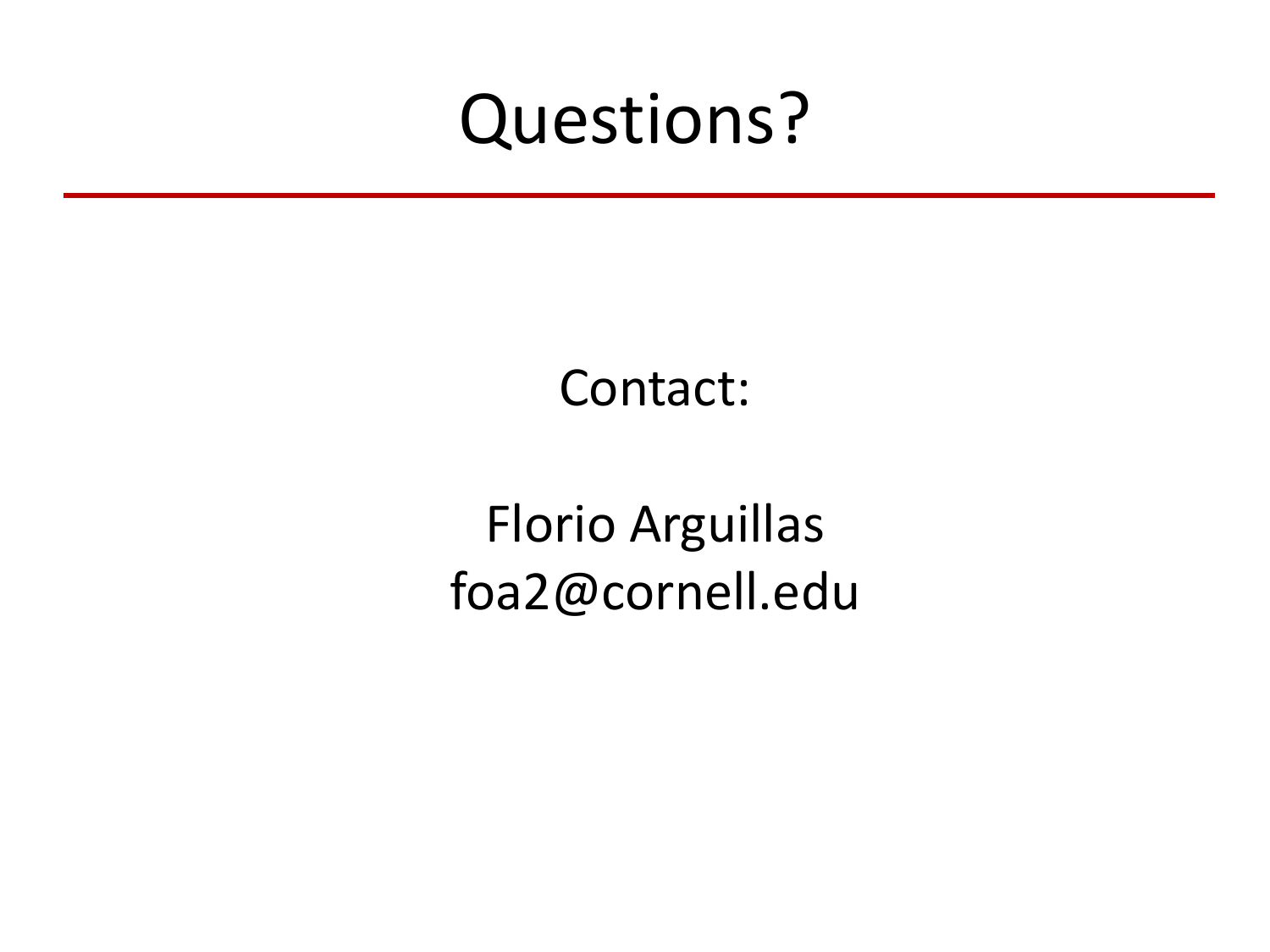# Questions?

Contact:

Florio Arguillas
foa2@cornell.edu